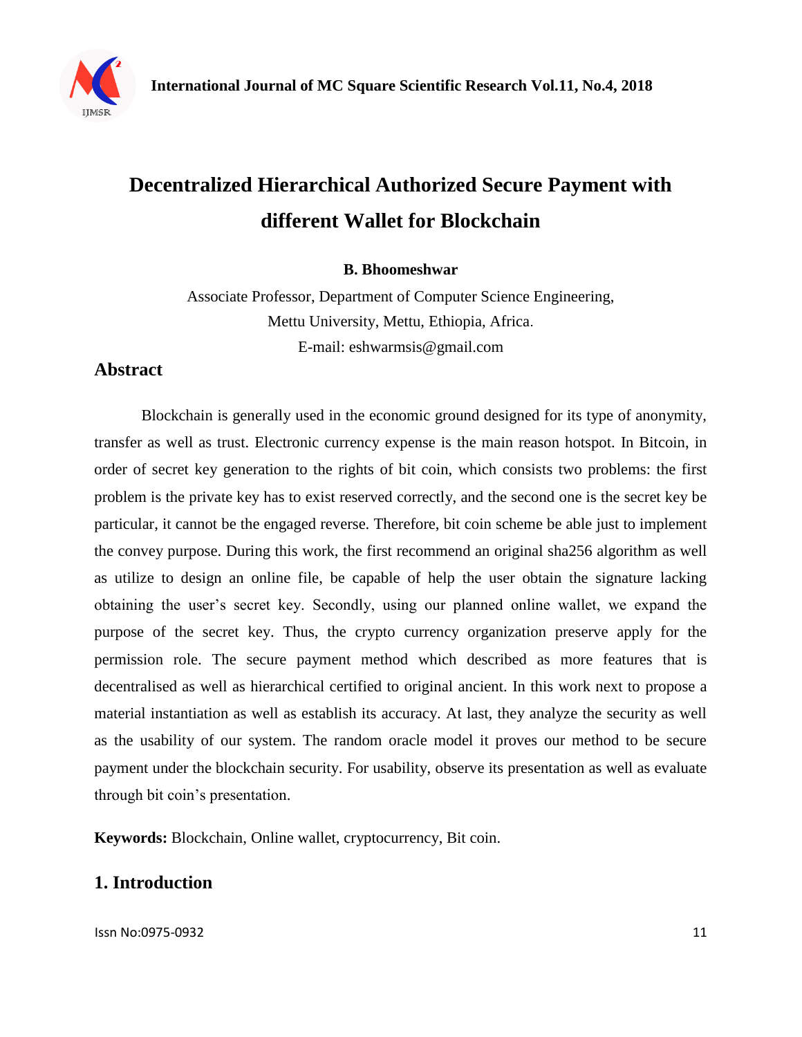# Decentralized Hierarchical Authorized Secure Payment with different Wallet for Blockchain

**B. Bhoomeshwar**

Associate Professor, Department of Computer Science Engineering,
Mettu University, Mettu, Ethiopia, Africa.
E-mail: eshwarmsis@gmail.com

## Abstract

Blockchain is generally used in the economic ground designed for its type of anonymity, transfer as well as trust. Electronic currency expense is the main reason hotspot. In Bitcoin, in order of secret key generation to the rights of bit coin, which consists two problems: the first problem is the private key has to exist reserved correctly, and the second one is the secret key be particular, it cannot be the engaged reverse. Therefore, bit coin scheme be able just to implement the convey purpose. During this work, the first recommend an original sha256 algorithm as well as utilize to design an online file, be capable of help the user obtain the signature lacking obtaining the user's secret key. Secondly, using our planned online wallet, we expand the purpose of the secret key. Thus, the crypto currency organization preserve apply for the permission role. The secure payment method which described as more features that is decentralised as well as hierarchical certified to original ancient. In this work next to propose a material instantiation as well as establish its accuracy. At last, they analyze the security as well as the usability of our system. The random oracle model it proves our method to be secure payment under the blockchain security. For usability, observe its presentation as well as evaluate through bit coin's presentation.

**Keywords:** Blockchain, Online wallet, cryptocurrency, Bit coin.

## 1. Introduction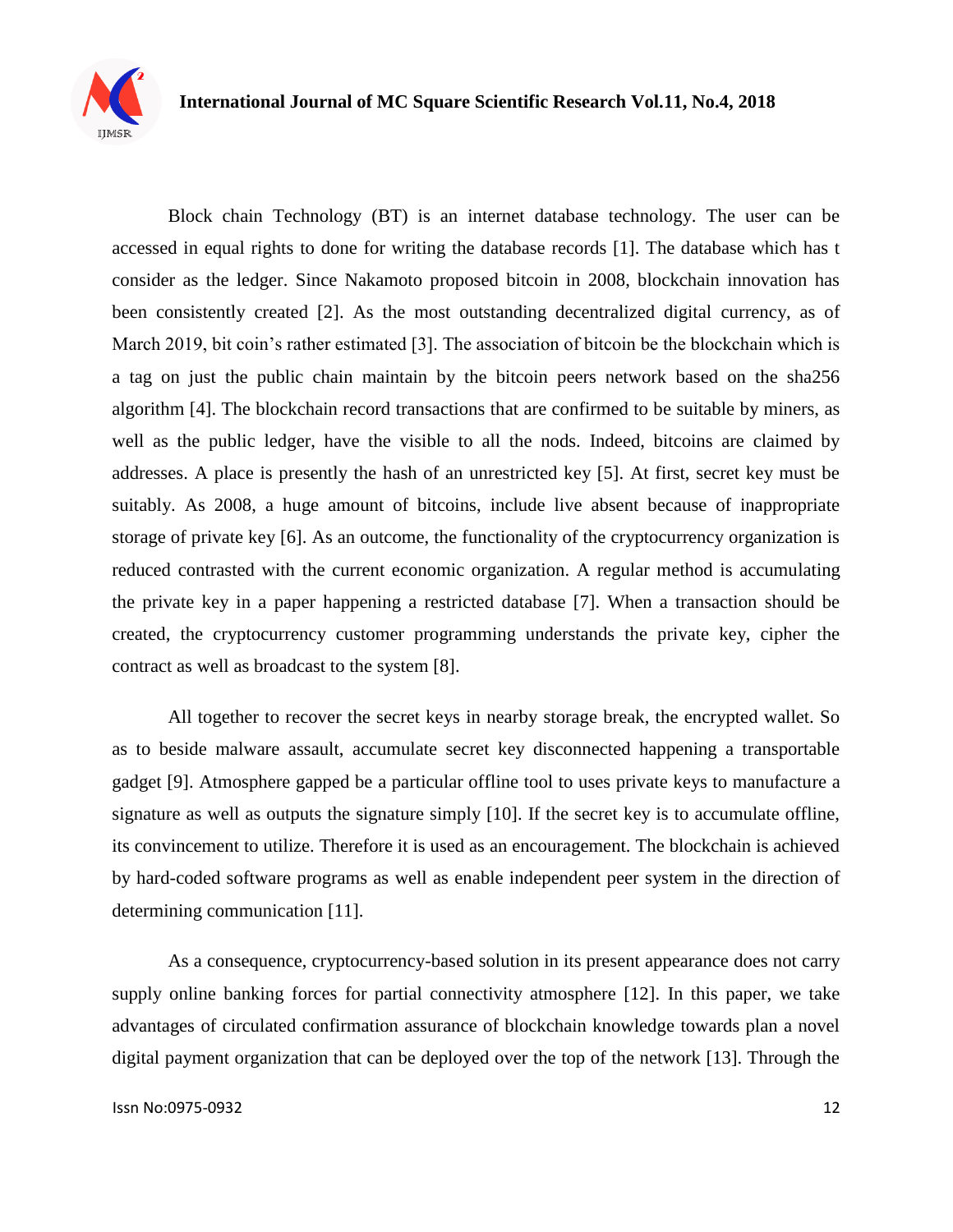Block chain Technology (BT) is an internet database technology. The user can be accessed in equal rights to done for writing the database records [1]. The database which has t consider as the ledger. Since Nakamoto proposed bitcoin in 2008, blockchain innovation has been consistently created [2]. As the most outstanding decentralized digital currency, as of March 2019, bit coin's rather estimated [3]. The association of bitcoin be the blockchain which is a tag on just the public chain maintain by the bitcoin peers network based on the sha256 algorithm [4]. The blockchain record transactions that are confirmed to be suitable by miners, as well as the public ledger, have the visible to all the nods. Indeed, bitcoins are claimed by addresses. A place is presently the hash of an unrestricted key [5]. At first, secret key must be suitably. As 2008, a huge amount of bitcoins, include live absent because of inappropriate storage of private key [6]. As an outcome, the functionality of the cryptocurrency organization is reduced contrasted with the current economic organization. A regular method is accumulating the private key in a paper happening a restricted database [7]. When a transaction should be created, the cryptocurrency customer programming understands the private key, cipher the contract as well as broadcast to the system [8].

All together to recover the secret keys in nearby storage break, the encrypted wallet. So as to beside malware assault, accumulate secret key disconnected happening a transportable gadget [9]. Atmosphere gapped be a particular offline tool to uses private keys to manufacture a signature as well as outputs the signature simply [10]. If the secret key is to accumulate offline, its convincement to utilize. Therefore it is used as an encouragement. The blockchain is achieved by hard-coded software programs as well as enable independent peer system in the direction of determining communication [11].

As a consequence, cryptocurrency-based solution in its present appearance does not carry supply online banking forces for partial connectivity atmosphere [12]. In this paper, we take advantages of circulated confirmation assurance of blockchain knowledge towards plan a novel digital payment organization that can be deployed over the top of the network [13]. Through the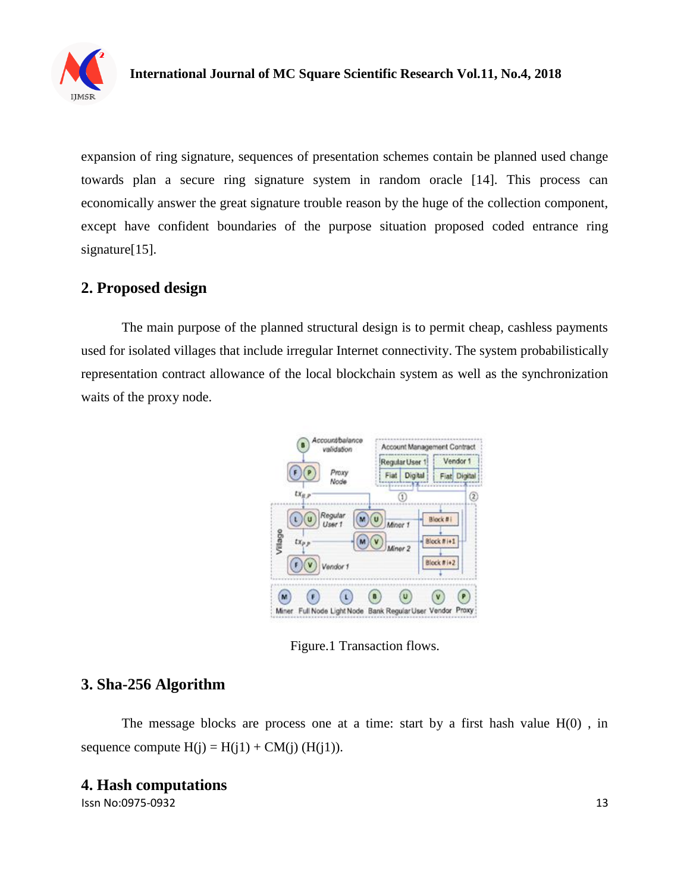expansion of ring signature, sequences of presentation schemes contain be planned used change towards plan a secure ring signature system in random oracle [14]. This process can economically answer the great signature trouble reason by the huge of the collection component, except have confident boundaries of the purpose situation proposed coded entrance ring signature[15].

## 2. Proposed design

The main purpose of the planned structural design is to permit cheap, cashless payments used for isolated villages that include irregular Internet connectivity. The system probabilistically representation contract allowance of the local blockchain system as well as the synchronization waits of the proxy node.

Figure.1 Transaction flows.

## 3. Sha-256 Algorithm

The message blocks are process one at a time: start by a first hash value H(0) , in sequence compute H(j) = H(j1) + CM(j) (H(j1)).

## 4. Hash computations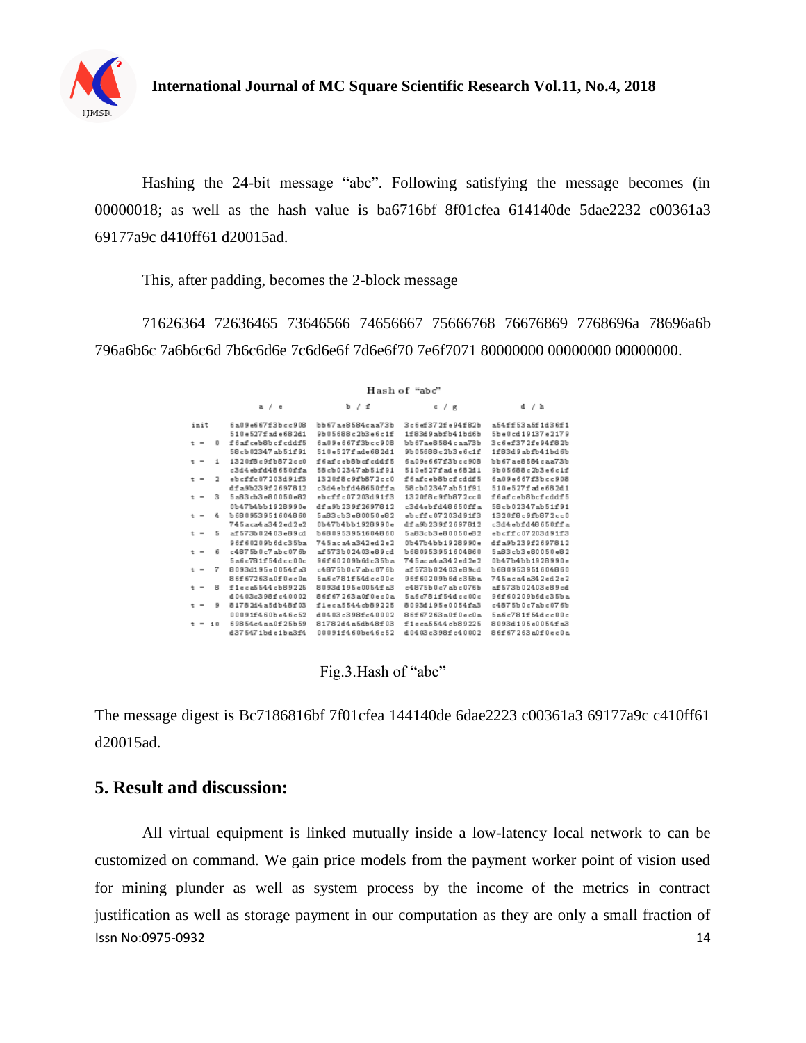Hashing the 24-bit message "abc". Following satisfying the message becomes (in 00000018; as well as the hash value is ba6716bf 8f01cfea 614140de 5dae2232 c00361a3 69177a9c d410ff61 d20015ad.

This, after padding, becomes the 2-block message

71626364 72636465 73646566 74656667 75666768 76676869 7768696a 78696a6b 796a6b6c 7a6b6c6d 7b6c6d6e 7c6d6e6f 7d6e6f70 7e6f7071 80000000 00000000 00000000.

Hash of "abc"

| | a / e | b / f | c / g | d / h |
|---|---|---|---|---|
| init | 6a09e667f3bcc908 | bb67ae8584caa73b | 3c6ef372fe94f82b | a54ff53a5f1d36f1 |
| | 510e527fade682d1 | 9b05688c2b3e6c1f | 1f83d9abfb41bd6b | 5be0cd19137e2179 |
| t = 0 | f6afceb8bcfcddf5 | 6a09e667f3bcc908 | bb67ae8584caa73b | 3c6ef372fe94f82b |
| | 58cb02347ab51f91 | 510e527fade682d1 | 9b05688c2b3e6c1f | 1f83d9abfb41bd6b |
| t = 1 | 1320f8c9fb872cc0 | f6afceb8bcfcddf5 | 6a09e667f3bcc908 | bb67ae8584caa73b |
| | c3d4ebfd48650ffa | 58cb02347ab51f91 | 510e527fade682d1 | 9b05688c2b3e6c1f |
| t = 2 | ebcffc07203d91f3 | 1320f8c9fb872cc0 | f6afceb8bcfcddf5 | 6a09e667f3bcc908 |
| | dfa9b239f2697812 | c3d4ebfd48650ffa | 58cb02347ab51f91 | 510e527fade682d1 |
| t = 3 | 5a83cb3e80050e82 | ebcffc07203d91f3 | 1320f8c9fb872cc0 | f6afceb8bcfcddf5 |
| | 0b47b4bb1928990e | dfa9b239f2697812 | c3d4ebfd48650ffa | 58cb02347ab51f91 |
| t = 4 | b680953951604860 | 5a83cb3e80050e82 | ebcffc07203d91f3 | 1320f8c9fb872cc0 |
| | 745aca4a342ed2e2 | 0b47b4bb1928990e | dfa9b239f2697812 | c3d4ebfd48650ffa |
| t = 5 | af573b02403e89cd | b680953951604860 | 5a83cb3e80050e82 | ebcffc07203d91f3 |
| | 96f60209b6dc35ba | 745aca4a342ed2e2 | 0b47b4bb1928990e | dfa9b239f2697812 |
| t = 6 | c4875b0c7abc076b | af573b02403e89cd | b680953951604860 | 5a83cb3e80050e82 |
| | 5a6c781f54dcc00c | 96f60209b6dc35ba | 745aca4a342ed2e2 | 0b47b4bb1928990e |
| t = 7 | 8093d195e0054fa3 | c4875b0c7abc076b | af573b02403e89cd | b680953951604860 |
| | 86f67263a0f0ec0a | 5a6c781f54dcc00c | 96f60209b6dc35ba | 745aca4a342ed2e2 |
| t = 8 | f1eca5544cb89225 | 8093d195e0054fa3 | c4875b0c7abc076b | af573b02403e89cd |
| | d0403c398fc40002 | 86f67263a0f0ec0a | 5a6c781f54dcc00c | 96f60209b6dc35ba |
| t = 9 | 81782d4a5db48f03 | f1eca5544cb89225 | 8093d195e0054fa3 | c4875b0c7abc076b |
| | 00091f460be46c52 | d0403c398fc40002 | 86f67263a0f0ec0a | 5a6c781f54dcc00c |
| t = 10 | 69854c4aa0f25b59 | 81782d4a5db48f03 | f1eca5544cb89225 | 8093d195e0054fa3 |
| | d375471bde1ba3f4 | 00091f460be46c52 | d0403c398fc40002 | 86f67263a0f0ec0a |

Fig.3.Hash of "abc"

The message digest is Bc7186816bf 7f01cfea 144140de 6dae2223 c00361a3 69177a9c c410ff61 d20015ad.

## 5. Result and discussion:

All virtual equipment is linked mutually inside a low-latency local network to can be customized on command. We gain price models from the payment worker point of vision used for mining plunder as well as system process by the income of the metrics in contract justification as well as storage payment in our computation as they are only a small fraction of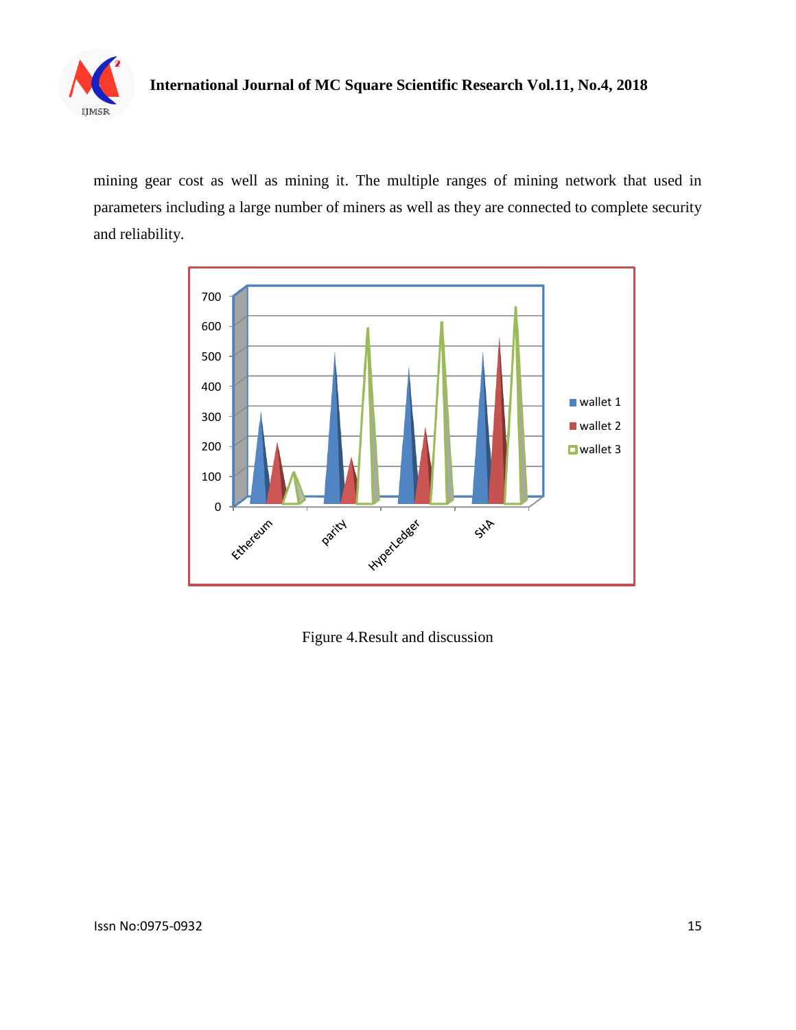mining gear cost as well as mining it. The multiple ranges of mining network that used in parameters including a large number of miners as well as they are connected to complete security and reliability.

Figure 4.Result and discussion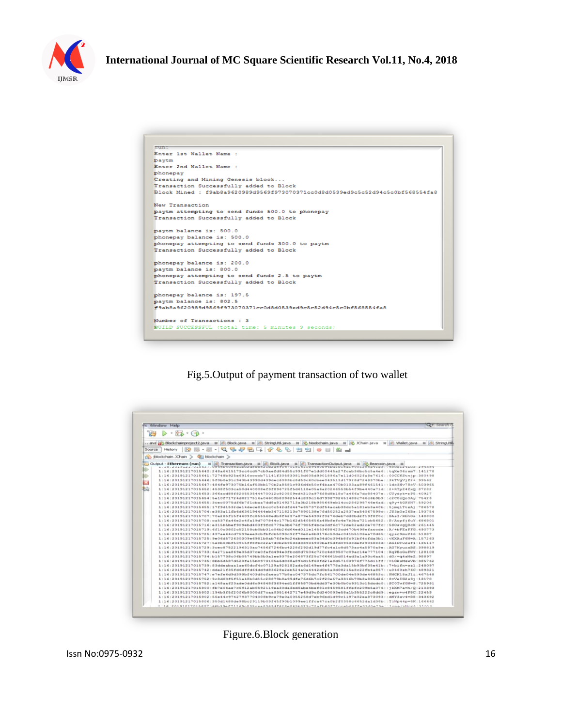```
run:
Enter 1st Wallet Name :
paytm
Enter 2nd Wallet Name :
phonepay
Creating and Mining Genesis block...
Transaction Successfully added to Block
Block Mined : f9ab8a9620989d9569f973070371cc0d8d0539ed9c5c52d94c5c0bf568554fa8

New Transaction
paytm attempting to send funds 500.0 to phonepay
Transaction Successfully added to Block

paytm balance is: 500.0
phonepay balance is: 500.0
phonepay attempting to send funds 300.0 to paytm
Transaction Successfully added to Block

phonepay balance is: 200.0
paytm balance is: 800.0
phonepay attempting to send funds 2.5 to paytm
Transaction Successfully added to Block

phonepay balance is: 197.5
paytm balance is: 802.5
f9ab8a9620989d9569f973070371cc0d8d0539ed9c5c52d94c5c0bf568554fa8

Number of Transactions : 3
BUILD SUCCESSFUL (total time: 5 minutes 9 seconds)
```

Fig.5.Output of payment transaction of two wallet

Figure.6.Block generation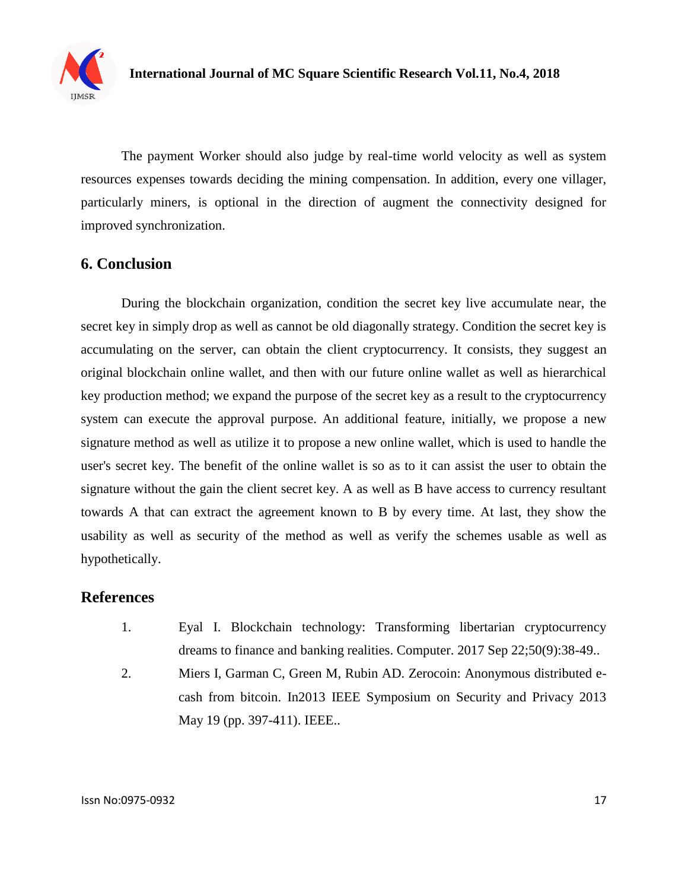The payment Worker should also judge by real-time world velocity as well as system resources expenses towards deciding the mining compensation. In addition, every one villager, particularly miners, is optional in the direction of augment the connectivity designed for improved synchronization.

## 6. Conclusion

During the blockchain organization, condition the secret key live accumulate near, the secret key in simply drop as well as cannot be old diagonally strategy. Condition the secret key is accumulating on the server, can obtain the client cryptocurrency. It consists, they suggest an original blockchain online wallet, and then with our future online wallet as well as hierarchical key production method; we expand the purpose of the secret key as a result to the cryptocurrency system can execute the approval purpose. An additional feature, initially, we propose a new signature method as well as utilize it to propose a new online wallet, which is used to handle the user's secret key. The benefit of the online wallet is so as to it can assist the user to obtain the signature without the gain the client secret key. A as well as B have access to currency resultant towards A that can extract the agreement known to B by every time. At last, they show the usability as well as security of the method as well as verify the schemes usable as well as hypothetically.

## References

1. Eyal I. Blockchain technology: Transforming libertarian cryptocurrency dreams to finance and banking realities. Computer. 2017 Sep 22;50(9):38-49..
2. Miers I, Garman C, Green M, Rubin AD. Zerocoin: Anonymous distributed e-cash from bitcoin. In2013 IEEE Symposium on Security and Privacy 2013 May 19 (pp. 397-411). IEEE..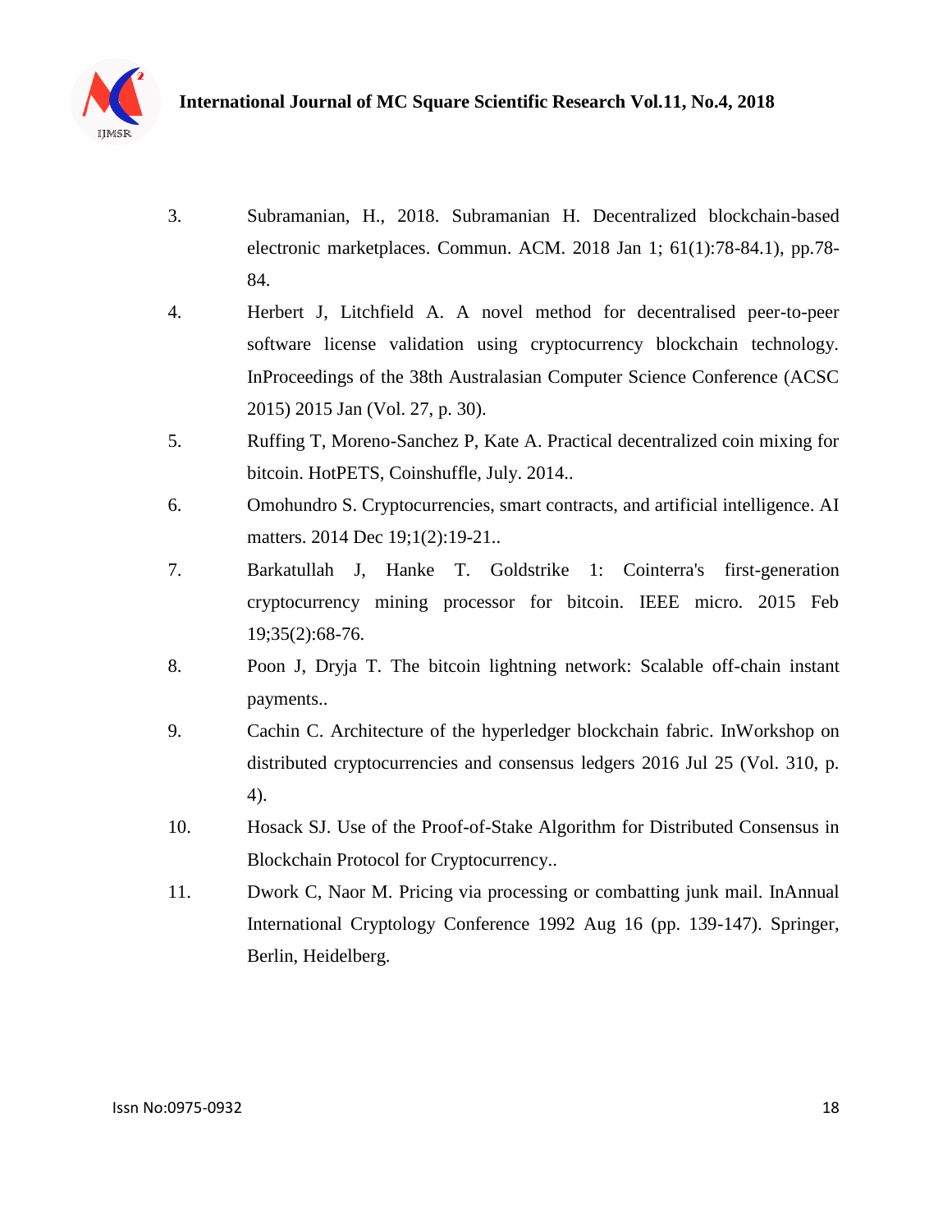3. Subramanian, H., 2018. Subramanian H. Decentralized blockchain-based electronic marketplaces. Commun. ACM. 2018 Jan 1; 61(1):78-84.1), pp.78-84.
4. Herbert J, Litchfield A. A novel method for decentralised peer-to-peer software license validation using cryptocurrency blockchain technology. InProceedings of the 38th Australasian Computer Science Conference (ACSC 2015) 2015 Jan (Vol. 27, p. 30).
5. Ruffing T, Moreno-Sanchez P, Kate A. Practical decentralized coin mixing for bitcoin. HotPETS, Coinshuffle, July. 2014..
6. Omohundro S. Cryptocurrencies, smart contracts, and artificial intelligence. AI matters. 2014 Dec 19;1(2):19-21..
7. Barkatullah J, Hanke T. Goldstrike 1: Cointerra's first-generation cryptocurrency mining processor for bitcoin. IEEE micro. 2015 Feb 19;35(2):68-76.
8. Poon J, Dryja T. The bitcoin lightning network: Scalable off-chain instant payments..
9. Cachin C. Architecture of the hyperledger blockchain fabric. InWorkshop on distributed cryptocurrencies and consensus ledgers 2016 Jul 25 (Vol. 310, p. 4).
10. Hosack SJ. Use of the Proof-of-Stake Algorithm for Distributed Consensus in Blockchain Protocol for Cryptocurrency..
11. Dwork C, Naor M. Pricing via processing or combatting junk mail. InAnnual International Cryptology Conference 1992 Aug 16 (pp. 139-147). Springer, Berlin, Heidelberg.